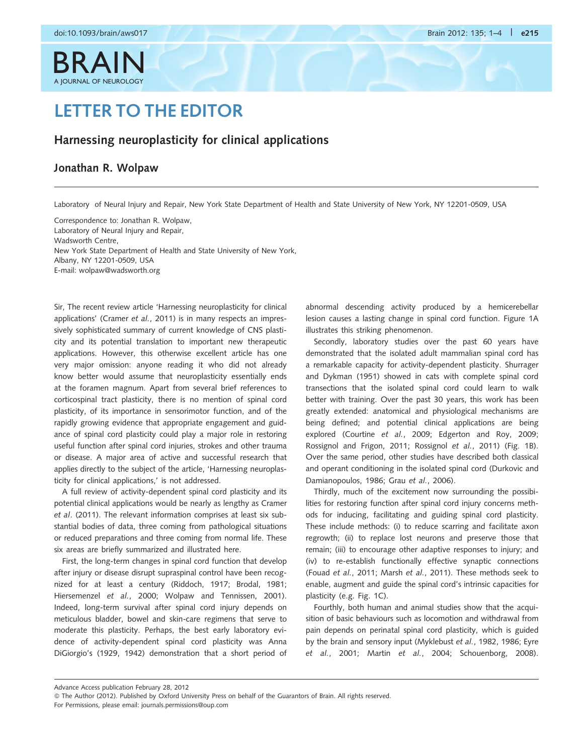# LETTER TO THE EDITOR

## Harnessing neuroplasticity for clinical applications

### Jonathan R. Wolpaw

Laboratory of Neural Injury and Repair, New York State Department of Health and State University of New York, NY 12201-0509, USA

Correspondence to: Jonathan R. Wolpaw,
Laboratory of Neural Injury and Repair,
Wadsworth Centre,
New York State Department of Health and State University of New York,
Albany, NY 12201-0509, USA
E-mail: wolpaw@wadsworth.org

Sir, The recent review article 'Harnessing neuroplasticity for clinical applications' (Cramer *et al.*, 2011) is in many respects an impressively sophisticated summary of current knowledge of CNS plasticity and its potential translation to important new therapeutic applications. However, this otherwise excellent article has one very major omission: anyone reading it who did not already know better would assume that neuroplasticity essentially ends at the foramen magnum. Apart from several brief references to corticospinal tract plasticity, there is no mention of spinal cord plasticity, of its importance in sensorimotor function, and of the rapidly growing evidence that appropriate engagement and guidance of spinal cord plasticity could play a major role in restoring useful function after spinal cord injuries, strokes and other trauma or disease. A major area of active and successful research that applies directly to the subject of the article, 'Harnessing neuroplasticity for clinical applications,' is not addressed.

A full review of activity-dependent spinal cord plasticity and its potential clinical applications would be nearly as lengthy as Cramer *et al*. (2011). The relevant information comprises at least six substantial bodies of data, three coming from pathological situations or reduced preparations and three coming from normal life. These six areas are briefly summarized and illustrated here.

First, the long-term changes in spinal cord function that develop after injury or disease disrupt supraspinal control have been recognized for at least a century (Riddoch, 1917; Brodal, 1981; Hiersemenzel *et al.*, 2000; Wolpaw and Tennissen, 2001). Indeed, long-term survival after spinal cord injury depends on meticulous bladder, bowel and skin-care regimens that serve to moderate this plasticity. Perhaps, the best early laboratory evidence of activity-dependent spinal cord plasticity was Anna DiGiorgio's (1929, 1942) demonstration that a short period of abnormal descending activity produced by a hemicerebellar lesion causes a lasting change in spinal cord function. Figure 1A illustrates this striking phenomenon.

Secondly, laboratory studies over the past 60 years have demonstrated that the isolated adult mammalian spinal cord has a remarkable capacity for activity-dependent plasticity. Shurrager and Dykman (1951) showed in cats with complete spinal cord transections that the isolated spinal cord could learn to walk better with training. Over the past 30 years, this work has been greatly extended: anatomical and physiological mechanisms are being defined; and potential clinical applications are being explored (Courtine *et al.*, 2009; Edgerton and Roy, 2009; Rossignol and Frigon, 2011; Rossignol *et al.*, 2011) (Fig. 1B). Over the same period, other studies have described both classical and operant conditioning in the isolated spinal cord (Durkovic and Damianopoulos, 1986; Grau *et al.*, 2006).

Thirdly, much of the excitement now surrounding the possibilities for restoring function after spinal cord injury concerns methods for inducing, facilitating and guiding spinal cord plasticity. These include methods: (i) to reduce scarring and facilitate axon regrowth; (ii) to replace lost neurons and preserve those that remain; (iii) to encourage other adaptive responses to injury; and (iv) to re-establish functionally effective synaptic connections (Fouad *et al.*, 2011; Marsh *et al.*, 2011). These methods seek to enable, augment and guide the spinal cord's intrinsic capacities for plasticity (e.g. Fig. 1C).

Fourthly, both human and animal studies show that the acquisition of basic behaviours such as locomotion and withdrawal from pain depends on perinatal spinal cord plasticity, which is guided by the brain and sensory input (Myklebust *et al.*, 1982, 1986; Eyre *et al.*, 2001; Martin *et al.*, 2004; Schouenborg, 2008).

Advance Access publication February 28, 2012
© The Author (2012). Published by Oxford University Press on behalf of the Guarantors of Brain. All rights reserved.
For Permissions, please email: journals.permissions@oup.com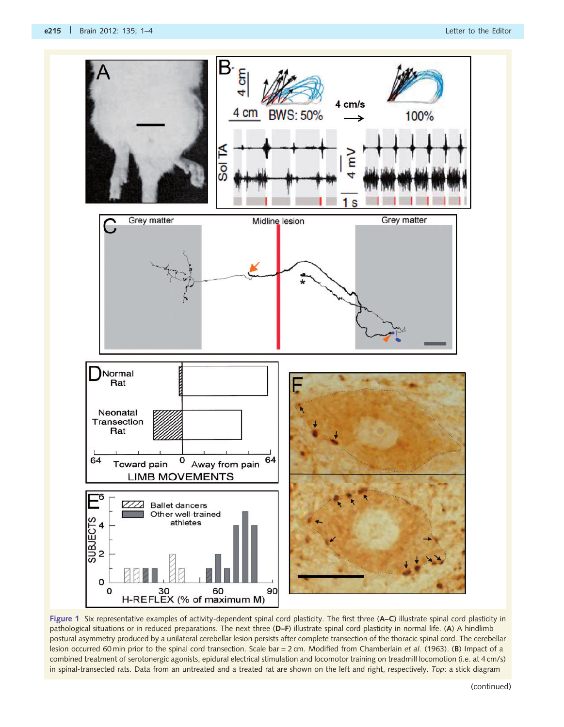**Figure 1** Six representative examples of activity-dependent spinal cord plasticity. The first three (**A–C**) illustrate spinal cord plasticity in pathological situations or in reduced preparations. The next three (**D–F**) illustrate spinal cord plasticity in normal life. (**A**) A hindlimb postural asymmetry produced by a unilateral cerebellar lesion persists after complete transection of the thoracic spinal cord. The cerebellar lesion occurred 60 min prior to the spinal cord transection. Scale bar = 2 cm. Modified from Chamberlain *et al.* (1963). (**B**) Impact of a combined treatment of serotonergic agonists, epidural electrical stimulation and locomotor training on treadmill locomotion (i.e. at 4 cm/s) in spinal-transected rats. Data from an untreated and a treated rat are shown on the left and right, respectively. *Top*: a stick diagram

(continued)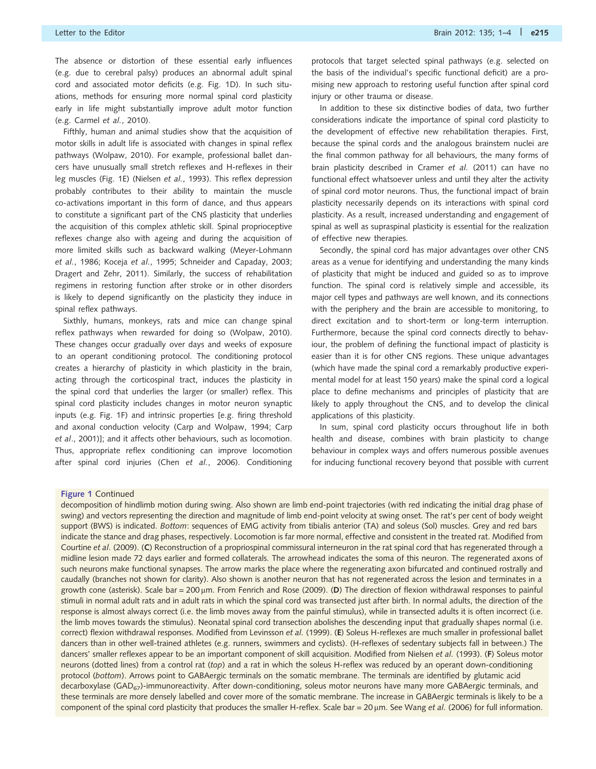The absence or distortion of these essential early influences (e.g. due to cerebral palsy) produces an abnormal adult spinal cord and associated motor deficits (e.g. Fig. 1D). In such situations, methods for ensuring more normal spinal cord plasticity early in life might substantially improve adult motor function (e.g. Carmel *et al.*, 2010).

Fifthly, human and animal studies show that the acquisition of motor skills in adult life is associated with changes in spinal reflex pathways (Wolpaw, 2010). For example, professional ballet dancers have unusually small stretch reflexes and H-reflexes in their leg muscles (Fig. 1E) (Nielsen *et al.*, 1993). This reflex depression probably contributes to their ability to maintain the muscle co-activations important in this form of dance, and thus appears to constitute a significant part of the CNS plasticity that underlies the acquisition of this complex athletic skill. Spinal proprioceptive reflexes change also with ageing and during the acquisition of more limited skills such as backward walking (Meyer-Lohmann *et al.*, 1986; Koceja *et al.*, 1995; Schneider and Capaday, 2003; Dragert and Zehr, 2011). Similarly, the success of rehabilitation regimens in restoring function after stroke or in other disorders is likely to depend significantly on the plasticity they induce in spinal reflex pathways.

Sixthly, humans, monkeys, rats and mice can change spinal reflex pathways when rewarded for doing so (Wolpaw, 2010). These changes occur gradually over days and weeks of exposure to an operant conditioning protocol. The conditioning protocol creates a hierarchy of plasticity in which plasticity in the brain, acting through the corticospinal tract, induces the plasticity in the spinal cord that underlies the larger (or smaller) reflex. This spinal cord plasticity includes changes in motor neuron synaptic inputs (e.g. Fig. 1F) and intrinsic properties [e.g. firing threshold and axonal conduction velocity (Carp and Wolpaw, 1994; Carp *et al*., 2001)]; and it affects other behaviours, such as locomotion. Thus, appropriate reflex conditioning can improve locomotion after spinal cord injuries (Chen *et al.*, 2006). Conditioning protocols that target selected spinal pathways (e.g. selected on the basis of the individual's specific functional deficit) are a promising new approach to restoring useful function after spinal cord injury or other trauma or disease.

In addition to these six distinctive bodies of data, two further considerations indicate the importance of spinal cord plasticity to the development of effective new rehabilitation therapies. First, because the spinal cords and the analogous brainstem nuclei are the final common pathway for all behaviours, the many forms of brain plasticity described in Cramer *et al.* (2011) can have no functional effect whatsoever unless and until they alter the activity of spinal cord motor neurons. Thus, the functional impact of brain plasticity necessarily depends on its interactions with spinal cord plasticity. As a result, increased understanding and engagement of spinal as well as supraspinal plasticity is essential for the realization of effective new therapies.

Secondly, the spinal cord has major advantages over other CNS areas as a venue for identifying and understanding the many kinds of plasticity that might be induced and guided so as to improve function. The spinal cord is relatively simple and accessible, its major cell types and pathways are well known, and its connections with the periphery and the brain are accessible to monitoring, to direct excitation and to short-term or long-term interruption. Furthermore, because the spinal cord connects directly to behaviour, the problem of defining the functional impact of plasticity is easier than it is for other CNS regions. These unique advantages (which have made the spinal cord a remarkably productive experimental model for at least 150 years) make the spinal cord a logical place to define mechanisms and principles of plasticity that are likely to apply throughout the CNS, and to develop the clinical applications of this plasticity.

In sum, spinal cord plasticity occurs throughout life in both health and disease, combines with brain plasticity to change behaviour in complex ways and offers numerous possible avenues for inducing functional recovery beyond that possible with current

**Figure 1** Continued

decomposition of hindlimb motion during swing. Also shown are limb end-point trajectories (with red indicating the initial drag phase of swing) and vectors representing the direction and magnitude of limb end-point velocity at swing onset. The rat's per cent of body weight support (BWS) is indicated. *Bottom*: sequences of EMG activity from tibialis anterior (TA) and soleus (Sol) muscles. Grey and red bars indicate the stance and drag phases, respectively. Locomotion is far more normal, effective and consistent in the treated rat. Modified from Courtine *et al.* (2009). (**C**) Reconstruction of a propriospinal commissural interneuron in the rat spinal cord that has regenerated through a midline lesion made 72 days earlier and formed collaterals. The arrowhead indicates the soma of this neuron. The regenerated axons of such neurons make functional synapses. The arrow marks the place where the regenerating axon bifurcated and continued rostrally and caudally (branches not shown for clarity). Also shown is another neuron that has not regenerated across the lesion and terminates in a growth cone (asterisk). Scale bar = 200 μm. From Fenrich and Rose (2009). (**D**) The direction of flexion withdrawal responses to painful stimuli in normal adult rats and in adult rats in which the spinal cord was transected just after birth. In normal adults, the direction of the response is almost always correct (i.e. the limb moves away from the painful stimulus), while in transected adults it is often incorrect (i.e. the limb moves towards the stimulus). Neonatal spinal cord transection abolishes the descending input that gradually shapes normal (i.e. correct) flexion withdrawal responses. Modified from Levinsson *et al.* (1999). (**E**) Soleus H-reflexes are much smaller in professional ballet dancers than in other well-trained athletes (e.g. runners, swimmers and cyclists). (H-reflexes of sedentary subjects fall in between.) The dancers' smaller reflexes appear to be an important component of skill acquisition. Modified from Nielsen *et al.* (1993). (**F**) Soleus motor neurons (dotted lines) from a control rat (*top*) and a rat in which the soleus H-reflex was reduced by an operant down-conditioning protocol (*bottom*). Arrows point to GABAergic terminals on the somatic membrane. The terminals are identified by glutamic acid decarboxylase ($GAD_{67}$)-immunoreactivity. After down-conditioning, soleus motor neurons have many more GABAergic terminals, and these terminals are more densely labelled and cover more of the somatic membrane. The increase in GABAergic terminals is likely to be a component of the spinal cord plasticity that produces the smaller H-reflex. Scale bar = 20 μm. See Wang *et al.* (2006) for full information.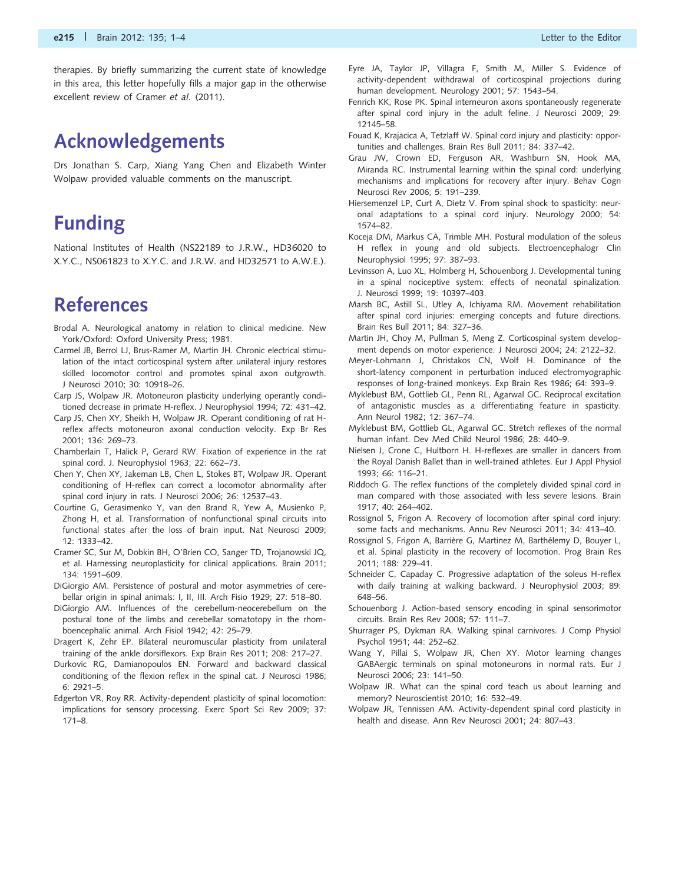therapies. By briefly summarizing the current state of knowledge in this area, this letter hopefully fills a major gap in the otherwise excellent review of Cramer *et al.* (2011).

# Acknowledgements

Drs Jonathan S. Carp, Xiang Yang Chen and Elizabeth Winter Wolpaw provided valuable comments on the manuscript.

# Funding

National Institutes of Health (NS22189 to J.R.W., HD36020 to X.Y.C., NS061823 to X.Y.C. and J.R.W. and HD32571 to A.W.E.).

# References

Brodal A. Neurological anatomy in relation to clinical medicine. New York/Oxford: Oxford University Press; 1981.

Carmel JB, Berrol LJ, Brus-Ramer M, Martin JH. Chronic electrical stimulation of the intact corticospinal system after unilateral injury restores skilled locomotor control and promotes spinal axon outgrowth. J Neurosci 2010; 30: 10918–26.

Carp JS, Wolpaw JR. Motoneuron plasticity underlying operantly conditioned decrease in primate H-reflex. J Neurophysiol 1994; 72: 431–42.

Carp JS, Chen XY, Sheikh H, Wolpaw JR. Operant conditioning of rat H-reflex affects motoneuron axonal conduction velocity. Exp Br Res 2001; 136: 269–73.

Chamberlain T, Halick P, Gerard RW. Fixation of experience in the rat spinal cord. J. Neurophysiol 1963; 22: 662–73.

Chen Y, Chen XY, Jakeman LB, Chen L, Stokes BT, Wolpaw JR. Operant conditioning of H-reflex can correct a locomotor abnormality after spinal cord injury in rats. J Neurosci 2006; 26: 12537–43.

Courtine G, Gerasimenko Y, van den Brand R, Yew A, Musienko P, Zhong H, et al. Transformation of nonfunctional spinal circuits into functional states after the loss of brain input. Nat Neurosci 2009; 12: 1333–42.

Cramer SC, Sur M, Dobkin BH, O'Brien CO, Sanger TD, Trojanowski JQ, et al. Harnessing neuroplasticity for clinical applications. Brain 2011; 134: 1591–609.

DiGiorgio AM. Persistence of postural and motor asymmetries of cerebellar origin in spinal animals: I, II, III. Arch Fisio 1929; 27: 518–80.

DiGiorgio AM. Influences of the cerebellum-neocerebellum on the postural tone of the limbs and cerebellar somatotopy in the rhomboencephalic animal. Arch Fisiol 1942; 42: 25–79.

Dragert K, Zehr EP. Bilateral neuromuscular plasticity from unilateral training of the ankle dorsiflexors. Exp Brain Res 2011; 208: 217–27.

Durkovic RG, Damianopoulos EN. Forward and backward classical conditioning of the flexion reflex in the spinal cat. J Neurosci 1986; 6: 2921–5.

Edgerton VR, Roy RR. Activity-dependent plasticity of spinal locomotion: implications for sensory processing. Exerc Sport Sci Rev 2009; 37: 171–8.

Eyre JA, Taylor JP, Villagra F, Smith M, Miller S. Evidence of activity-dependent withdrawal of corticospinal projections during human development. Neurology 2001; 57: 1543–54.

Fenrich KK, Rose PK. Spinal interneuron axons spontaneously regenerate after spinal cord injury in the adult feline. J Neurosci 2009; 29: 12145–58.

Fouad K, Krajacica A, Tetzlaff W. Spinal cord injury and plasticity: opportunities and challenges. Brain Res Bull 2011; 84: 337–42.

Grau JW, Crown ED, Ferguson AR, Washburn SN, Hook MA, Miranda RC. Instrumental learning within the spinal cord: underlying mechanisms and implications for recovery after injury. Behav Cogn Neurosci Rev 2006; 5: 191–239.

Hiersemenzel LP, Curt A, Dietz V. From spinal shock to spasticity: neuronal adaptations to a spinal cord injury. Neurology 2000; 54: 1574–82.

Koceja DM, Markus CA, Trimble MH. Postural modulation of the soleus H reflex in young and old subjects. Electroencephalogr Clin Neurophysiol 1995; 97: 387–93.

Levinsson A, Luo XL, Holmberg H, Schouenborg J. Developmental tuning in a spinal nociceptive system: effects of neonatal spinalization. J. Neurosci 1999; 19: 10397–403.

Marsh BC, Astill SL, Utley A, Ichiyama RM. Movement rehabilitation after spinal cord injuries: emerging concepts and future directions. Brain Res Bull 2011; 84: 327–36.

Martin JH, Choy M, Pullman S, Meng Z. Corticospinal system development depends on motor experience. J Neurosci 2004; 24: 2122–32.

Meyer-Lohmann J, Christakos CN, Wolf H. Dominance of the short-latency component in perturbation induced electromyographic responses of long-trained monkeys. Exp Brain Res 1986; 64: 393–9.

Myklebust BM, Gottlieb GL, Penn RL, Agarwal GC. Reciprocal excitation of antagonistic muscles as a differentiating feature in spasticity. Ann Neurol 1982; 12: 367–74.

Myklebust BM, Gottlieb GL, Agarwal GC. Stretch reflexes of the normal human infant. Dev Med Child Neurol 1986; 28: 440–9.

Nielsen J, Crone C, Hultborn H. H-reflexes are smaller in dancers from the Royal Danish Ballet than in well-trained athletes. Eur J Appl Physiol 1993; 66: 116–21.

Riddoch G. The reflex functions of the completely divided spinal cord in man compared with those associated with less severe lesions. Brain 1917; 40: 264–402.

Rossignol S, Frigon A. Recovery of locomotion after spinal cord injury: some facts and mechanisms. Annu Rev Neurosci 2011; 34: 413–40.

Rossignol S, Frigon A, Barrière G, Martinez M, Barthélemy D, Bouyer L, et al. Spinal plasticity in the recovery of locomotion. Prog Brain Res 2011; 188: 229–41.

Schneider C, Capaday C. Progressive adaptation of the soleus H-reflex with daily training at walking backward. J Neurophysiol 2003; 89: 648–56.

Schouenborg J. Action-based sensory encoding in spinal sensorimotor circuits. Brain Res Rev 2008; 57: 111–7.

Shurrager PS, Dykman RA. Walking spinal carnivores. J Comp Physiol Psychol 1951; 44: 252–62.

Wang Y, Pillai S, Wolpaw JR, Chen XY. Motor learning changes GABAergic terminals on spinal motoneurons in normal rats. Eur J Neurosci 2006; 23: 141–50.

Wolpaw JR. What can the spinal cord teach us about learning and memory? Neuroscientist 2010; 16: 532–49.

Wolpaw JR, Tennissen AM. Activity-dependent spinal cord plasticity in health and disease. Ann Rev Neurosci 2001; 24: 807–43.